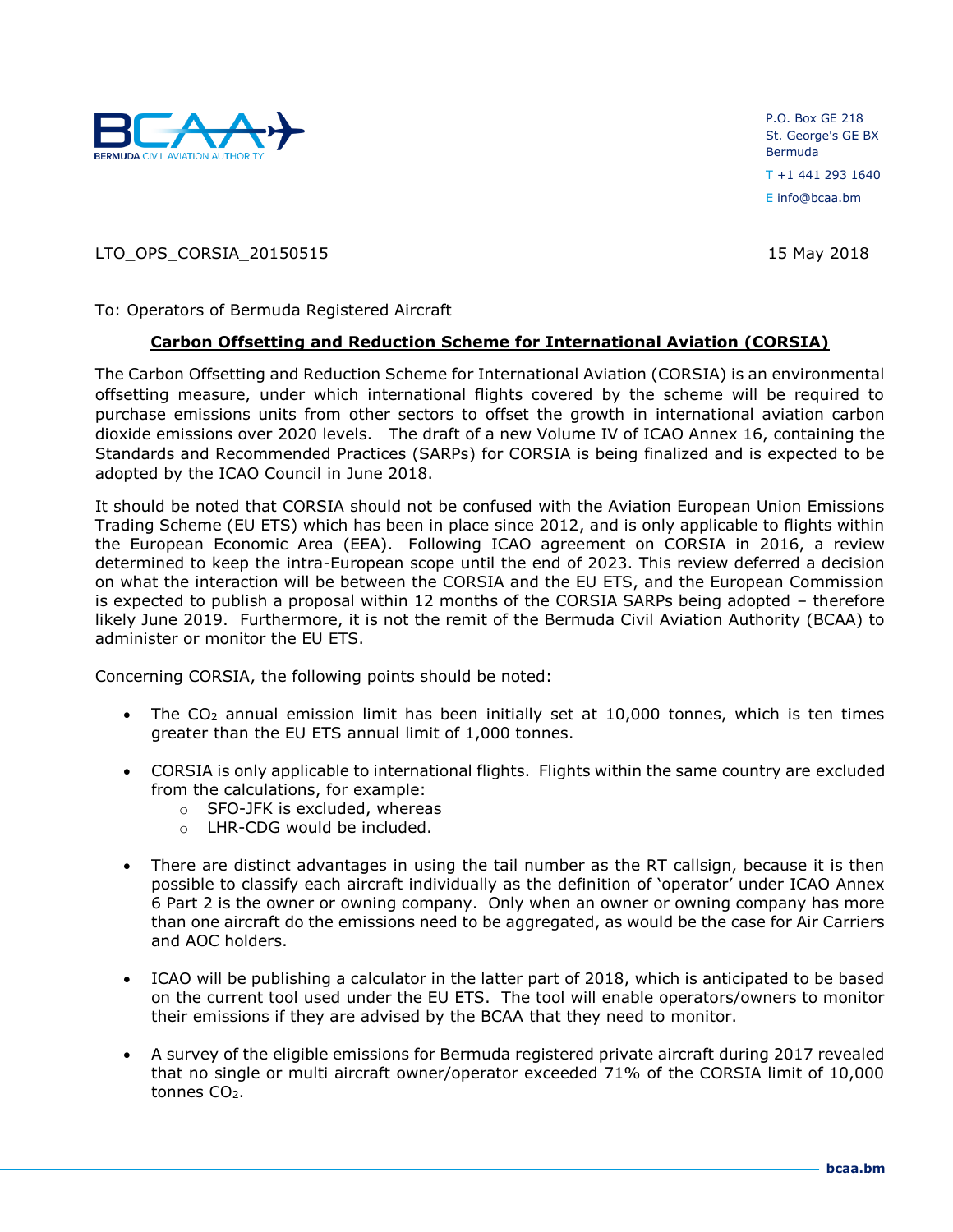BERMUDA CIVIL AVIATION AUTHORITY

P.O. Box GE 218
St. George's GE BX
Bermuda
T +1 441 293 1640
E info@bcaa.bm

LTO_OPS_CORSIA_20150515

15 May 2018

To: Operators of Bermuda Registered Aircraft

## Carbon Offsetting and Reduction Scheme for International Aviation (CORSIA)

The Carbon Offsetting and Reduction Scheme for International Aviation (CORSIA) is an environmental offsetting measure, under which international flights covered by the scheme will be required to purchase emissions units from other sectors to offset the growth in international aviation carbon dioxide emissions over 2020 levels. The draft of a new Volume IV of ICAO Annex 16, containing the Standards and Recommended Practices (SARPs) for CORSIA is being finalized and is expected to be adopted by the ICAO Council in June 2018.

It should be noted that CORSIA should not be confused with the Aviation European Union Emissions Trading Scheme (EU ETS) which has been in place since 2012, and is only applicable to flights within the European Economic Area (EEA). Following ICAO agreement on CORSIA in 2016, a review determined to keep the intra-European scope until the end of 2023. This review deferred a decision on what the interaction will be between the CORSIA and the EU ETS, and the European Commission is expected to publish a proposal within 12 months of the CORSIA SARPs being adopted – therefore likely June 2019. Furthermore, it is not the remit of the Bermuda Civil Aviation Authority (BCAA) to administer or monitor the EU ETS.

Concerning CORSIA, the following points should be noted:

- The $CO_2$ annual emission limit has been initially set at 10,000 tonnes, which is ten times greater than the EU ETS annual limit of 1,000 tonnes.
- CORSIA is only applicable to international flights. Flights within the same country are excluded from the calculations, for example:
  - SFO-JFK is excluded, whereas
  - LHR-CDG would be included.
- There are distinct advantages in using the tail number as the RT callsign, because it is then possible to classify each aircraft individually as the definition of 'operator' under ICAO Annex 6 Part 2 is the owner or owning company. Only when an owner or owning company has more than one aircraft do the emissions need to be aggregated, as would be the case for Air Carriers and AOC holders.
- ICAO will be publishing a calculator in the latter part of 2018, which is anticipated to be based on the current tool used under the EU ETS. The tool will enable operators/owners to monitor their emissions if they are advised by the BCAA that they need to monitor.
- A survey of the eligible emissions for Bermuda registered private aircraft during 2017 revealed that no single or multi aircraft owner/operator exceeded 71% of the CORSIA limit of 10,000 tonnes $CO_2$.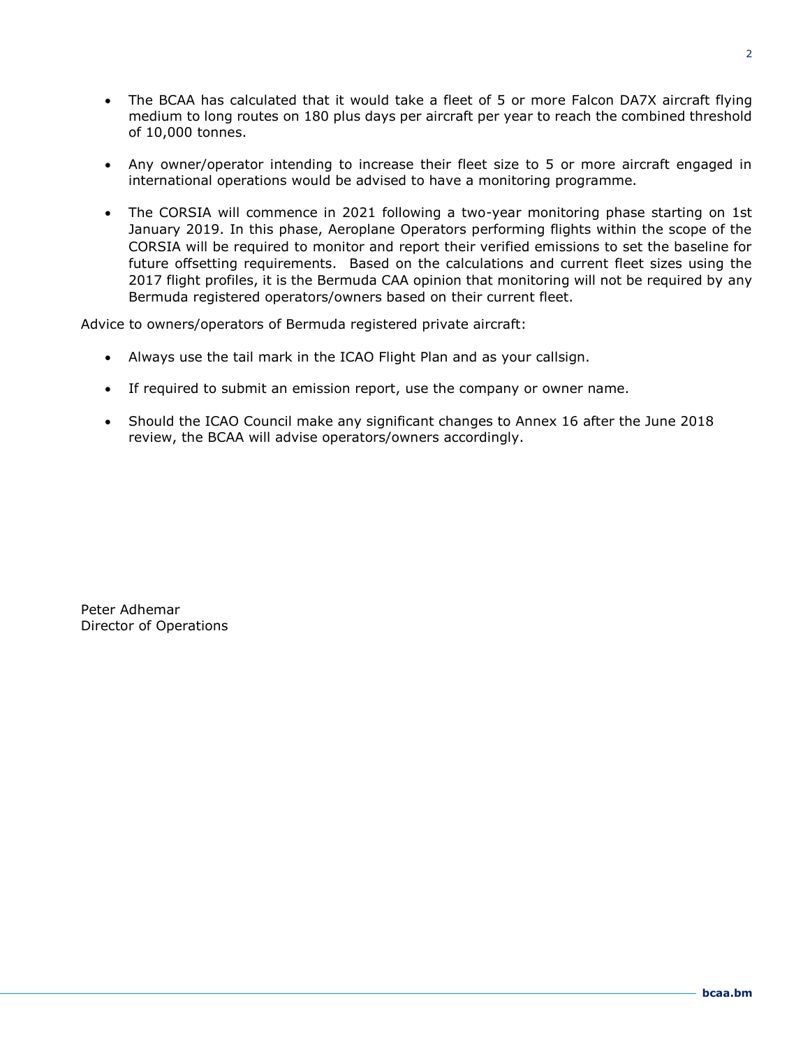- The BCAA has calculated that it would take a fleet of 5 or more Falcon DA7X aircraft flying medium to long routes on 180 plus days per aircraft per year to reach the combined threshold of 10,000 tonnes.

- Any owner/operator intending to increase their fleet size to 5 or more aircraft engaged in international operations would be advised to have a monitoring programme.

- The CORSIA will commence in 2021 following a two-year monitoring phase starting on 1st January 2019. In this phase, Aeroplane Operators performing flights within the scope of the CORSIA will be required to monitor and report their verified emissions to set the baseline for future offsetting requirements. Based on the calculations and current fleet sizes using the 2017 flight profiles, it is the Bermuda CAA opinion that monitoring will not be required by any Bermuda registered operators/owners based on their current fleet.

Advice to owners/operators of Bermuda registered private aircraft:

- Always use the tail mark in the ICAO Flight Plan and as your callsign.

- If required to submit an emission report, use the company or owner name.

- Should the ICAO Council make any significant changes to Annex 16 after the June 2018 review, the BCAA will advise operators/owners accordingly.

Peter Adhemar
Director of Operations